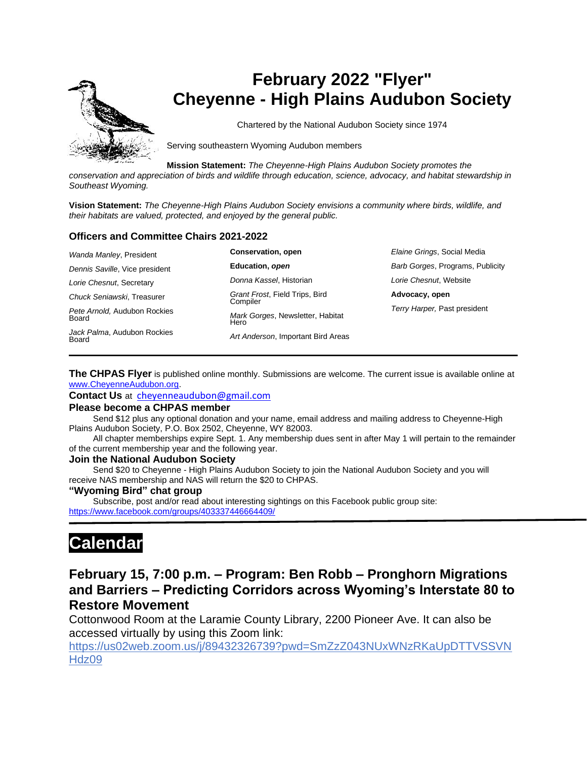# February 2022 "Flyer"
# Cheyenne - High Plains Audubon Society

Chartered by the National Audubon Society since 1974

Serving southeastern Wyoming Audubon members

**Mission Statement:** *The Cheyenne-High Plains Audubon Society promotes the conservation and appreciation of birds and wildlife through education, science, advocacy, and habitat stewardship in Southeast Wyoming.*

**Vision Statement:** *The Cheyenne-High Plains Audubon Society envisions a community where birds, wildlife, and their habitats are valued, protected, and enjoyed by the general public.*

### Officers and Committee Chairs 2021-2022

*Wanda Manley*, President

*Dennis Saville*, Vice president

*Lorie Chesnut*, Secretary

*Chuck Seniawski*, Treasurer

*Pete Arnold,* Audubon Rockies Board

*Jack Palma*, Audubon Rockies Board

**Conservation, open**

**Education, *open***

*Donna Kassel*, Historian

*Grant Frost*, Field Trips, Bird Compiler

*Mark Gorges*, Newsletter, Habitat Hero

*Art Anderson*, Important Bird Areas

*Elaine Grings*, Social Media

*Barb Gorges*, Programs, Publicity

*Lorie Chesnut*, Website

**Advocacy, open**

*Terry Harper,* Past president

---

**The CHPAS Flyer** is published online monthly. Submissions are welcome. The current issue is available online at www.CheyenneAudubon.org.

**Contact Us** at cheyenneaudubon@gmail.com

**Please become a CHPAS member**

Send $12 plus any optional donation and your name, email address and mailing address to Cheyenne-High Plains Audubon Society, P.O. Box 2502, Cheyenne, WY 82003.

All chapter memberships expire Sept. 1. Any membership dues sent in after May 1 will pertain to the remainder of the current membership year and the following year.

**Join the National Audubon Society**

Send $20 to Cheyenne - High Plains Audubon Society to join the National Audubon Society and you will receive NAS membership and NAS will return the $20 to CHPAS.

**"Wyoming Bird" chat group**

Subscribe, post and/or read about interesting sightings on this Facebook public group site: https://www.facebook.com/groups/403337446664409/

---

# Calendar

## February 15, 7:00 p.m. – Program: Ben Robb – Pronghorn Migrations and Barriers – Predicting Corridors across Wyoming's Interstate 80 to Restore Movement

Cottonwood Room at the Laramie County Library, 2200 Pioneer Ave. It can also be accessed virtually by using this Zoom link: https://us02web.zoom.us/j/89432326739?pwd=SmZzZ043NUxWNzRKaUpDTTVSSVNHdz09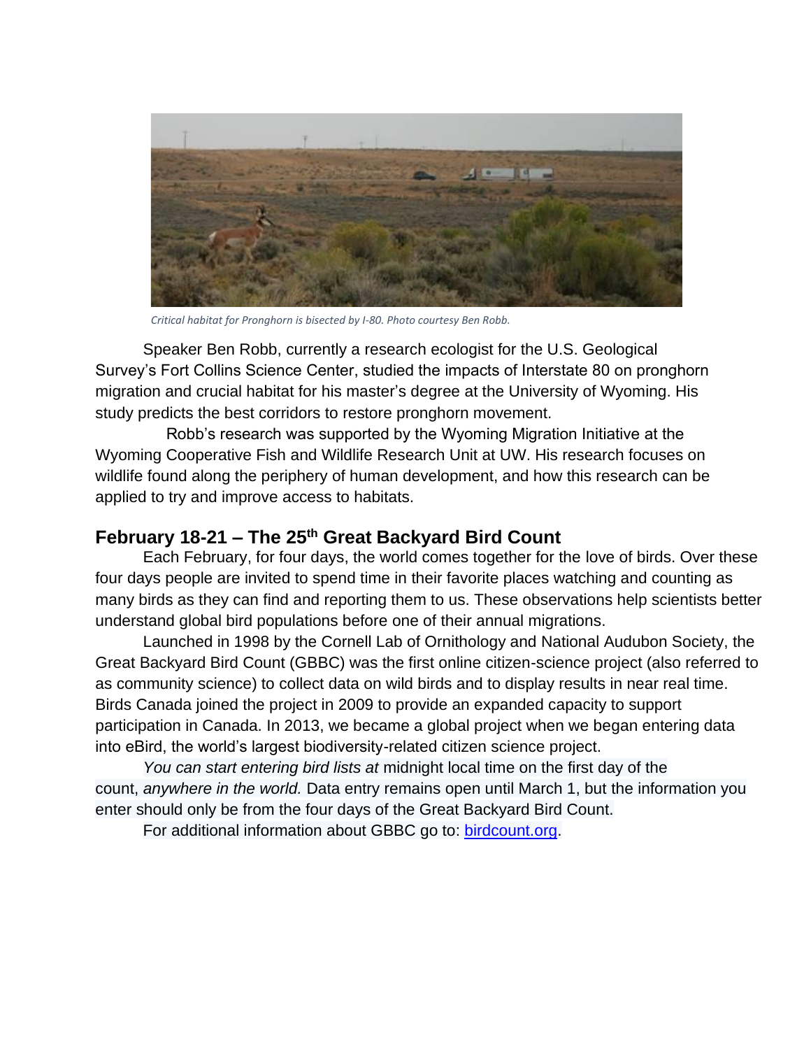*Critical habitat for Pronghorn is bisected by I-80. Photo courtesy Ben Robb.*

Speaker Ben Robb, currently a research ecologist for the U.S. Geological Survey's Fort Collins Science Center, studied the impacts of Interstate 80 on pronghorn migration and crucial habitat for his master's degree at the University of Wyoming. His study predicts the best corridors to restore pronghorn movement.

Robb's research was supported by the Wyoming Migration Initiative at the Wyoming Cooperative Fish and Wildlife Research Unit at UW. His research focuses on wildlife found along the periphery of human development, and how this research can be applied to try and improve access to habitats.

## February 18-21 – The 25th Great Backyard Bird Count

Each February, for four days, the world comes together for the love of birds. Over these four days people are invited to spend time in their favorite places watching and counting as many birds as they can find and reporting them to us. These observations help scientists better understand global bird populations before one of their annual migrations.

Launched in 1998 by the Cornell Lab of Ornithology and National Audubon Society, the Great Backyard Bird Count (GBBC) was the first online citizen-science project (also referred to as community science) to collect data on wild birds and to display results in near real time. Birds Canada joined the project in 2009 to provide an expanded capacity to support participation in Canada. In 2013, we became a global project when we began entering data into eBird, the world's largest biodiversity-related citizen science project.

*You can start entering bird lists at* midnight local time on the first day of the count, *anywhere in the world.* Data entry remains open until March 1, but the information you enter should only be from the four days of the Great Backyard Bird Count.

For additional information about GBBC go to: [birdcount.org](https://birdcount.org).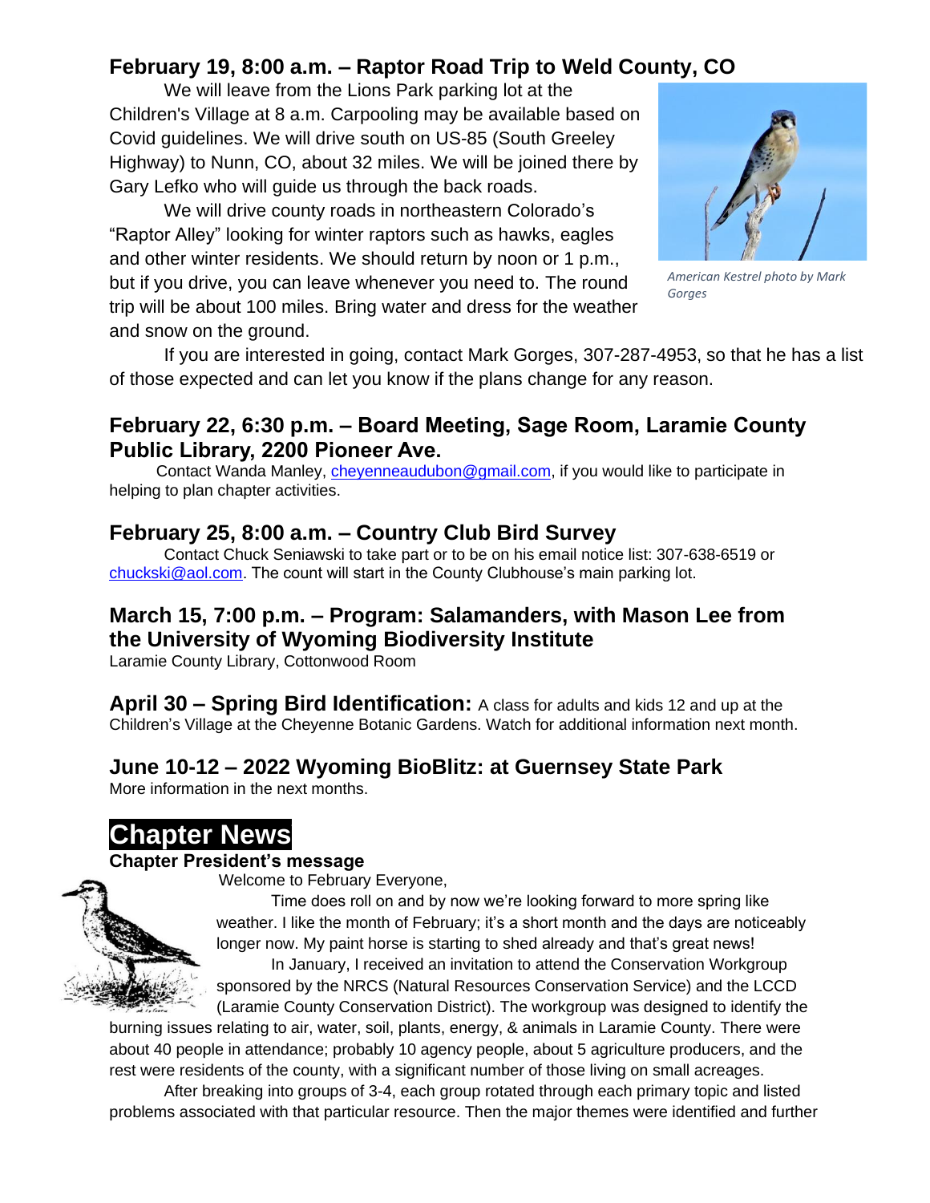### February 19, 8:00 a.m. – Raptor Road Trip to Weld County, CO

We will leave from the Lions Park parking lot at the Children's Village at 8 a.m. Carpooling may be available based on Covid guidelines. We will drive south on US-85 (South Greeley Highway) to Nunn, CO, about 32 miles. We will be joined there by Gary Lefko who will guide us through the back roads.

We will drive county roads in northeastern Colorado's "Raptor Alley" looking for winter raptors such as hawks, eagles and other winter residents. We should return by noon or 1 p.m., but if you drive, you can leave whenever you need to. The round trip will be about 100 miles. Bring water and dress for the weather and snow on the ground.

*American Kestrel photo by Mark Gorges*

If you are interested in going, contact Mark Gorges, 307-287-4953, so that he has a list of those expected and can let you know if the plans change for any reason.

### February 22, 6:30 p.m. – Board Meeting, Sage Room, Laramie County Public Library, 2200 Pioneer Ave.

Contact Wanda Manley, cheyenneaudubon@gmail.com, if you would like to participate in helping to plan chapter activities.

### February 25, 8:00 a.m. – Country Club Bird Survey

Contact Chuck Seniawski to take part or to be on his email notice list: 307-638-6519 or chuckski@aol.com. The count will start in the County Clubhouse's main parking lot.

### March 15, 7:00 p.m. – Program: Salamanders, with Mason Lee from the University of Wyoming Biodiversity Institute

Laramie County Library, Cottonwood Room

**April 30 – Spring Bird Identification:** A class for adults and kids 12 and up at the Children's Village at the Cheyenne Botanic Gardens. Watch for additional information next month.

### June 10-12 – 2022 Wyoming BioBlitz: at Guernsey State Park

More information in the next months.

## Chapter News

**Chapter President's message**

Welcome to February Everyone,

Time does roll on and by now we're looking forward to more spring like weather. I like the month of February; it's a short month and the days are noticeably longer now. My paint horse is starting to shed already and that's great news!

In January, I received an invitation to attend the Conservation Workgroup sponsored by the NRCS (Natural Resources Conservation Service) and the LCCD (Laramie County Conservation District). The workgroup was designed to identify the burning issues relating to air, water, soil, plants, energy, & animals in Laramie County. There were about 40 people in attendance; probably 10 agency people, about 5 agriculture producers, and the rest were residents of the county, with a significant number of those living on small acreages.

After breaking into groups of 3-4, each group rotated through each primary topic and listed problems associated with that particular resource. Then the major themes were identified and further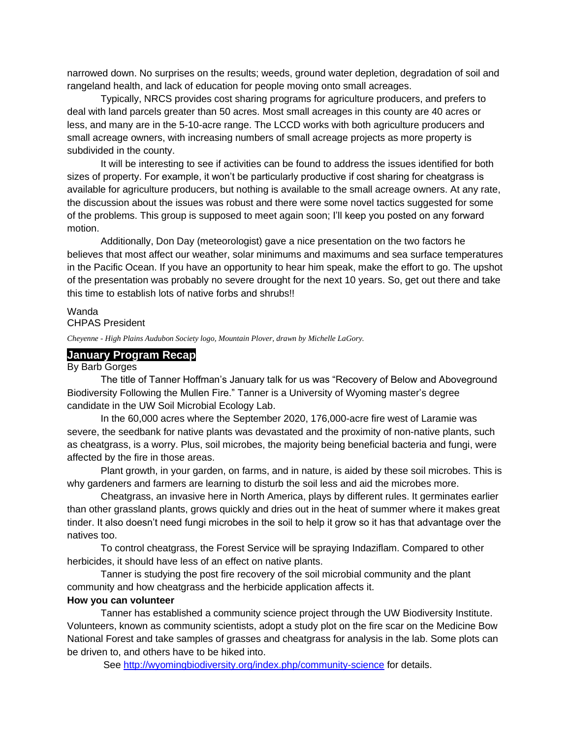narrowed down. No surprises on the results; weeds, ground water depletion, degradation of soil and rangeland health, and lack of education for people moving onto small acreages.

Typically, NRCS provides cost sharing programs for agriculture producers, and prefers to deal with land parcels greater than 50 acres. Most small acreages in this county are 40 acres or less, and many are in the 5-10-acre range. The LCCD works with both agriculture producers and small acreage owners, with increasing numbers of small acreage projects as more property is subdivided in the county.

It will be interesting to see if activities can be found to address the issues identified for both sizes of property. For example, it won't be particularly productive if cost sharing for cheatgrass is available for agriculture producers, but nothing is available to the small acreage owners. At any rate, the discussion about the issues was robust and there were some novel tactics suggested for some of the problems. This group is supposed to meet again soon; I'll keep you posted on any forward motion.

Additionally, Don Day (meteorologist) gave a nice presentation on the two factors he believes that most affect our weather, solar minimums and maximums and sea surface temperatures in the Pacific Ocean. If you have an opportunity to hear him speak, make the effort to go. The upshot of the presentation was probably no severe drought for the next 10 years. So, get out there and take this time to establish lots of native forbs and shrubs!!

Wanda
CHPAS President

*Cheyenne - High Plains Audubon Society logo, Mountain Plover, drawn by Michelle LaGory.*

## January Program Recap

By Barb Gorges

The title of Tanner Hoffman's January talk for us was "Recovery of Below and Aboveground Biodiversity Following the Mullen Fire." Tanner is a University of Wyoming master's degree candidate in the UW Soil Microbial Ecology Lab.

In the 60,000 acres where the September 2020, 176,000-acre fire west of Laramie was severe, the seedbank for native plants was devastated and the proximity of non-native plants, such as cheatgrass, is a worry. Plus, soil microbes, the majority being beneficial bacteria and fungi, were affected by the fire in those areas.

Plant growth, in your garden, on farms, and in nature, is aided by these soil microbes. This is why gardeners and farmers are learning to disturb the soil less and aid the microbes more.

Cheatgrass, an invasive here in North America, plays by different rules. It germinates earlier than other grassland plants, grows quickly and dries out in the heat of summer where it makes great tinder. It also doesn't need fungi microbes in the soil to help it grow so it has that advantage over the natives too.

To control cheatgrass, the Forest Service will be spraying Indaziflam. Compared to other herbicides, it should have less of an effect on native plants.

Tanner is studying the post fire recovery of the soil microbial community and the plant community and how cheatgrass and the herbicide application affects it.

**How you can volunteer**

Tanner has established a community science project through the UW Biodiversity Institute. Volunteers, known as community scientists, adopt a study plot on the fire scar on the Medicine Bow National Forest and take samples of grasses and cheatgrass for analysis in the lab. Some plots can be driven to, and others have to be hiked into.

See [http://wyomingbiodiversity.org/index.php/community-science](http://wyomingbiodiversity.org/index.php/community-science) for details.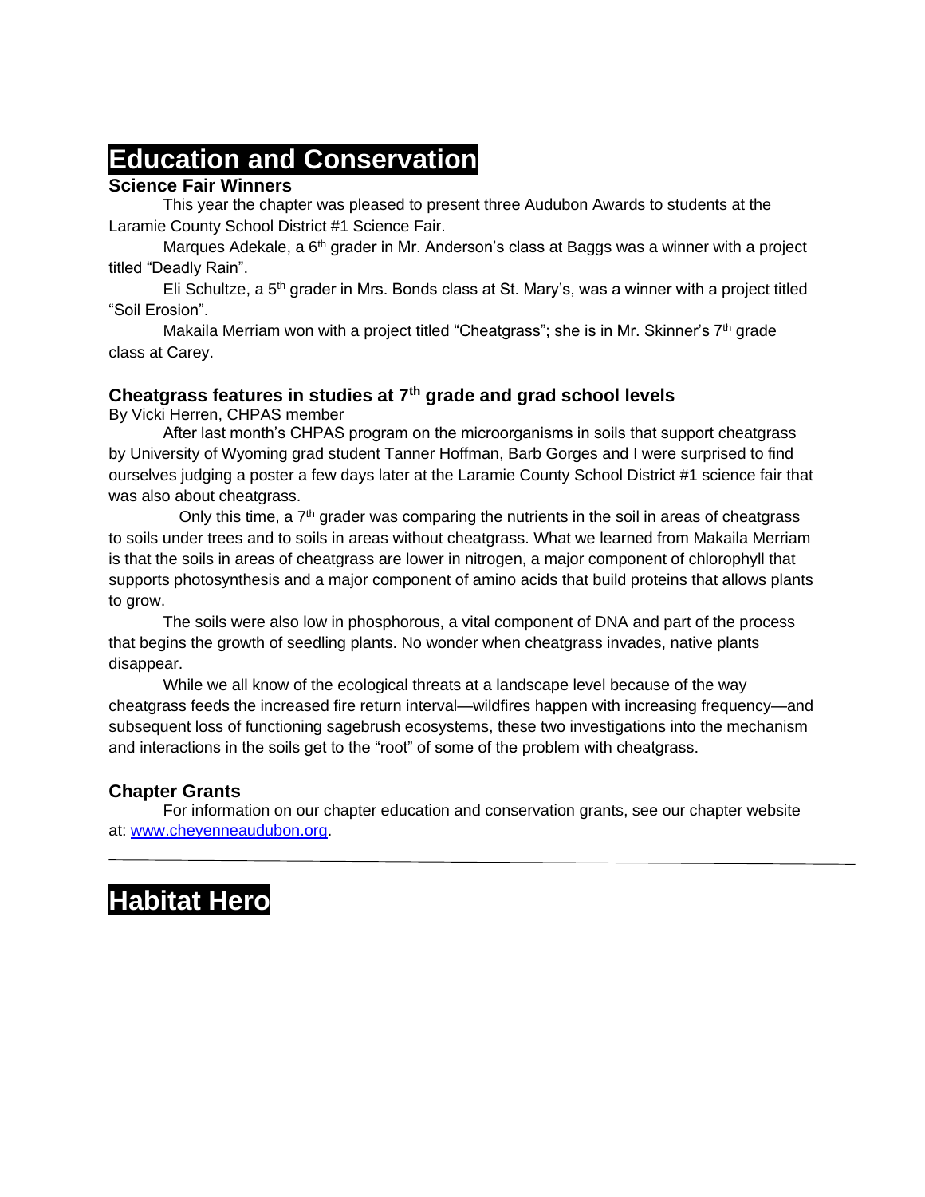# Education and Conservation

## Science Fair Winners

This year the chapter was pleased to present three Audubon Awards to students at the Laramie County School District #1 Science Fair.

Marques Adekale, a 6th grader in Mr. Anderson's class at Baggs was a winner with a project titled "Deadly Rain".

Eli Schultze, a 5th grader in Mrs. Bonds class at St. Mary's, was a winner with a project titled "Soil Erosion".

Makaila Merriam won with a project titled "Cheatgrass"; she is in Mr. Skinner's 7th grade class at Carey.

## Cheatgrass features in studies at 7th grade and grad school levels

By Vicki Herren, CHPAS member

After last month's CHPAS program on the microorganisms in soils that support cheatgrass by University of Wyoming grad student Tanner Hoffman, Barb Gorges and I were surprised to find ourselves judging a poster a few days later at the Laramie County School District #1 science fair that was also about cheatgrass.

Only this time, a 7th grader was comparing the nutrients in the soil in areas of cheatgrass to soils under trees and to soils in areas without cheatgrass. What we learned from Makaila Merriam is that the soils in areas of cheatgrass are lower in nitrogen, a major component of chlorophyll that supports photosynthesis and a major component of amino acids that build proteins that allows plants to grow.

The soils were also low in phosphorous, a vital component of DNA and part of the process that begins the growth of seedling plants. No wonder when cheatgrass invades, native plants disappear.

While we all know of the ecological threats at a landscape level because of the way cheatgrass feeds the increased fire return interval—wildfires happen with increasing frequency—and subsequent loss of functioning sagebrush ecosystems, these two investigations into the mechanism and interactions in the soils get to the "root" of some of the problem with cheatgrass.

## Chapter Grants

For information on our chapter education and conservation grants, see our chapter website at: [www.cheyenneaudubon.org](http://www.cheyenneaudubon.org).

---

# Habitat Hero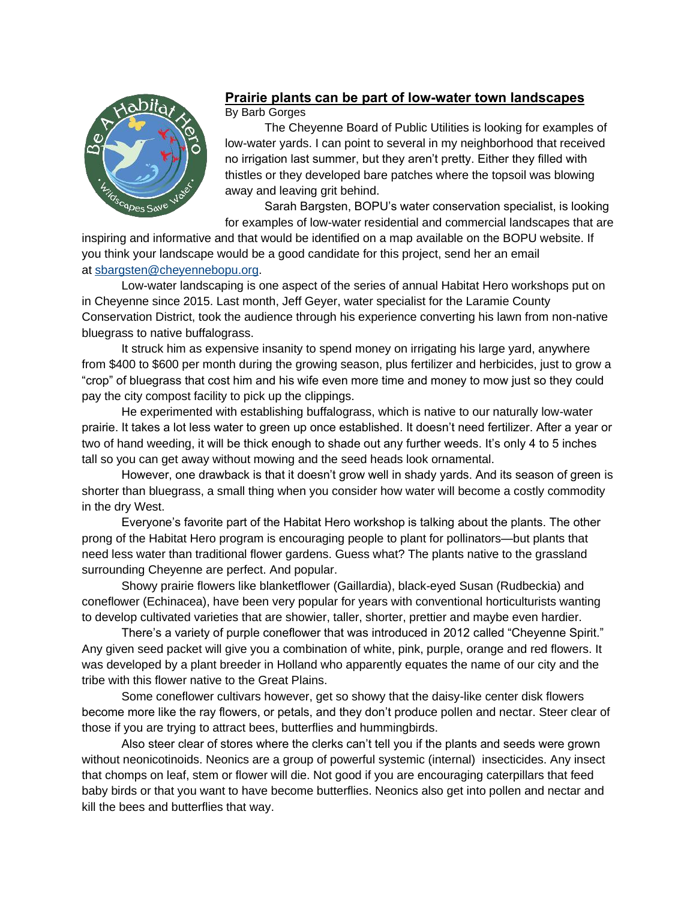## Prairie plants can be part of low-water town landscapes

By Barb Gorges

The Cheyenne Board of Public Utilities is looking for examples of low-water yards. I can point to several in my neighborhood that received no irrigation last summer, but they aren't pretty. Either they filled with thistles or they developed bare patches where the topsoil was blowing away and leaving grit behind.

Sarah Bargsten, BOPU's water conservation specialist, is looking for examples of low-water residential and commercial landscapes that are inspiring and informative and that would be identified on a map available on the BOPU website. If you think your landscape would be a good candidate for this project, send her an email at sbargsten@cheyennebopu.org.

Low-water landscaping is one aspect of the series of annual Habitat Hero workshops put on in Cheyenne since 2015. Last month, Jeff Geyer, water specialist for the Laramie County Conservation District, took the audience through his experience converting his lawn from non-native bluegrass to native buffalograss.

It struck him as expensive insanity to spend money on irrigating his large yard, anywhere from $400 to $600 per month during the growing season, plus fertilizer and herbicides, just to grow a "crop" of bluegrass that cost him and his wife even more time and money to mow just so they could pay the city compost facility to pick up the clippings.

He experimented with establishing buffalograss, which is native to our naturally low-water prairie. It takes a lot less water to green up once established. It doesn't need fertilizer. After a year or two of hand weeding, it will be thick enough to shade out any further weeds. It's only 4 to 5 inches tall so you can get away without mowing and the seed heads look ornamental.

However, one drawback is that it doesn't grow well in shady yards. And its season of green is shorter than bluegrass, a small thing when you consider how water will become a costly commodity in the dry West.

Everyone's favorite part of the Habitat Hero workshop is talking about the plants. The other prong of the Habitat Hero program is encouraging people to plant for pollinators—but plants that need less water than traditional flower gardens. Guess what? The plants native to the grassland surrounding Cheyenne are perfect. And popular.

Showy prairie flowers like blanketflower (Gaillardia), black-eyed Susan (Rudbeckia) and coneflower (Echinacea), have been very popular for years with conventional horticulturists wanting to develop cultivated varieties that are showier, taller, shorter, prettier and maybe even hardier.

There's a variety of purple coneflower that was introduced in 2012 called "Cheyenne Spirit." Any given seed packet will give you a combination of white, pink, purple, orange and red flowers. It was developed by a plant breeder in Holland who apparently equates the name of our city and the tribe with this flower native to the Great Plains.

Some coneflower cultivars however, get so showy that the daisy-like center disk flowers become more like the ray flowers, or petals, and they don't produce pollen and nectar. Steer clear of those if you are trying to attract bees, butterflies and hummingbirds.

Also steer clear of stores where the clerks can't tell you if the plants and seeds were grown without neonicotinoids. Neonics are a group of powerful systemic (internal) insecticides. Any insect that chomps on leaf, stem or flower will die. Not good if you are encouraging caterpillars that feed baby birds or that you want to have become butterflies. Neonics also get into pollen and nectar and kill the bees and butterflies that way.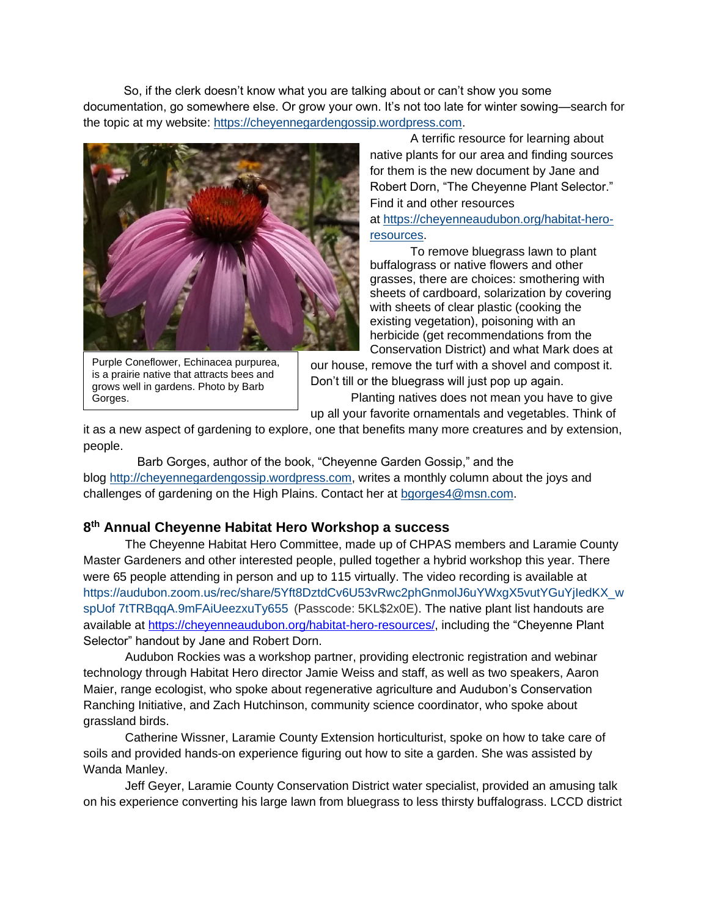So, if the clerk doesn't know what you are talking about or can't show you some documentation, go somewhere else. Or grow your own. It's not too late for winter sowing—search for the topic at my website: https://cheyennegardengossip.wordpress.com.

A terrific resource for learning about native plants for our area and finding sources for them is the new document by Jane and Robert Dorn, "The Cheyenne Plant Selector." Find it and other resources at https://cheyenneaudubon.org/habitat-hero-resources.

Purple Coneflower, Echinacea purpurea, is a prairie native that attracts bees and grows well in gardens. Photo by Barb Gorges.

To remove bluegrass lawn to plant buffalograss or native flowers and other grasses, there are choices: smothering with sheets of cardboard, solarization by covering with sheets of clear plastic (cooking the existing vegetation), poisoning with an herbicide (get recommendations from the Conservation District) and what Mark does at our house, remove the turf with a shovel and compost it. Don't till or the bluegrass will just pop up again.

Planting natives does not mean you have to give up all your favorite ornamentals and vegetables. Think of it as a new aspect of gardening to explore, one that benefits many more creatures and by extension, people.

Barb Gorges, author of the book, "Cheyenne Garden Gossip," and the blog http://cheyennegardengossip.wordpress.com, writes a monthly column about the joys and challenges of gardening on the High Plains. Contact her at bgorges4@msn.com.

## 8th Annual Cheyenne Habitat Hero Workshop a success

The Cheyenne Habitat Hero Committee, made up of CHPAS members and Laramie County Master Gardeners and other interested people, pulled together a hybrid workshop this year. There were 65 people attending in person and up to 115 virtually. The video recording is available at https://audubon.zoom.us/rec/share/5Yft8DztdCv6U53vRwc2phGnmolJ6uYWxgX5vutYGuYjIedKX_wspUof 7tTRBqqA.9mFAiUeezxuTy655 (Passcode: 5KL$2x0E). The native plant list handouts are available at https://cheyenneaudubon.org/habitat-hero-resources/, including the "Cheyenne Plant Selector" handout by Jane and Robert Dorn.

Audubon Rockies was a workshop partner, providing electronic registration and webinar technology through Habitat Hero director Jamie Weiss and staff, as well as two speakers, Aaron Maier, range ecologist, who spoke about regenerative agriculture and Audubon's Conservation Ranching Initiative, and Zach Hutchinson, community science coordinator, who spoke about grassland birds.

Catherine Wissner, Laramie County Extension horticulturist, spoke on how to take care of soils and provided hands-on experience figuring out how to site a garden. She was assisted by Wanda Manley.

Jeff Geyer, Laramie County Conservation District water specialist, provided an amusing talk on his experience converting his large lawn from bluegrass to less thirsty buffalograss. LCCD district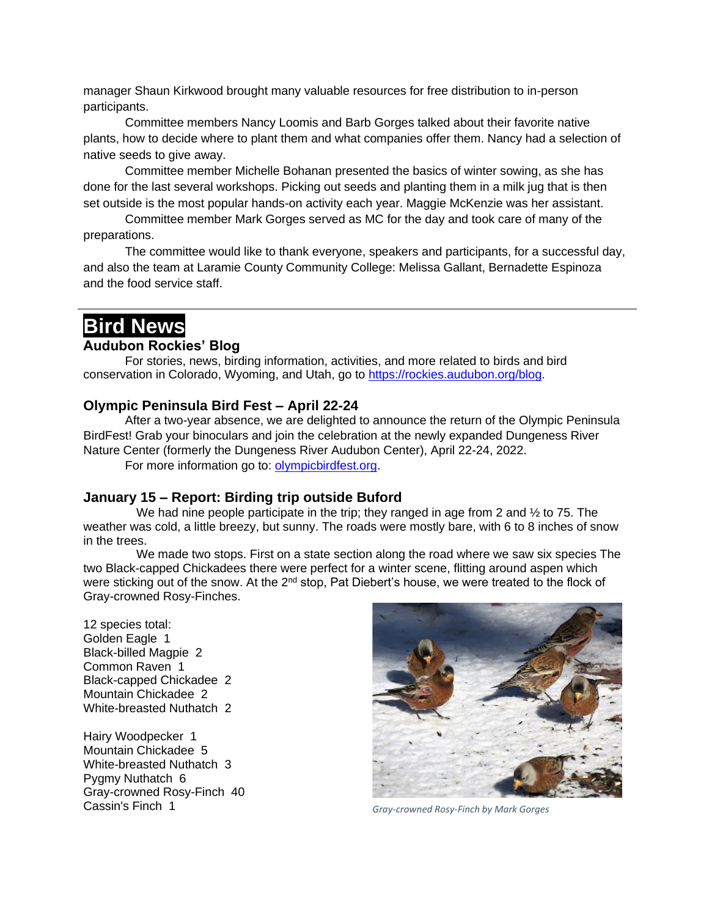manager Shaun Kirkwood brought many valuable resources for free distribution to in-person participants.

Committee members Nancy Loomis and Barb Gorges talked about their favorite native plants, how to decide where to plant them and what companies offer them. Nancy had a selection of native seeds to give away.

Committee member Michelle Bohanan presented the basics of winter sowing, as she has done for the last several workshops. Picking out seeds and planting them in a milk jug that is then set outside is the most popular hands-on activity each year. Maggie McKenzie was her assistant.

Committee member Mark Gorges served as MC for the day and took care of many of the preparations.

The committee would like to thank everyone, speakers and participants, for a successful day, and also the team at Laramie County Community College: Melissa Gallant, Bernadette Espinoza and the food service staff.

---

# Bird News

### Audubon Rockies' Blog

For stories, news, birding information, activities, and more related to birds and bird conservation in Colorado, Wyoming, and Utah, go to [https://rockies.audubon.org/blog](https://rockies.audubon.org/blog).

### Olympic Peninsula Bird Fest – April 22-24

After a two-year absence, we are delighted to announce the return of the Olympic Peninsula BirdFest! Grab your binoculars and join the celebration at the newly expanded Dungeness River Nature Center (formerly the Dungeness River Audubon Center), April 22-24, 2022.

For more information go to: [olympicbirdfest.org](olympicbirdfest.org).

### January 15 – Report: Birding trip outside Buford

We had nine people participate in the trip; they ranged in age from 2 and ½ to 75. The weather was cold, a little breezy, but sunny. The roads were mostly bare, with 6 to 8 inches of snow in the trees.

We made two stops. First on a state section along the road where we saw six species The two Black-capped Chickadees there were perfect for a winter scene, flitting around aspen which were sticking out of the snow. At the 2nd stop, Pat Diebert's house, we were treated to the flock of Gray-crowned Rosy-Finches.

12 species total:
Golden Eagle 1
Black-billed Magpie 2
Common Raven 1
Black-capped Chickadee 2
Mountain Chickadee 2
White-breasted Nuthatch 2

Hairy Woodpecker 1
Mountain Chickadee 5
White-breasted Nuthatch 3
Pygmy Nuthatch 6
Gray-crowned Rosy-Finch 40
Cassin's Finch 1

*Gray-crowned Rosy-Finch by Mark Gorges*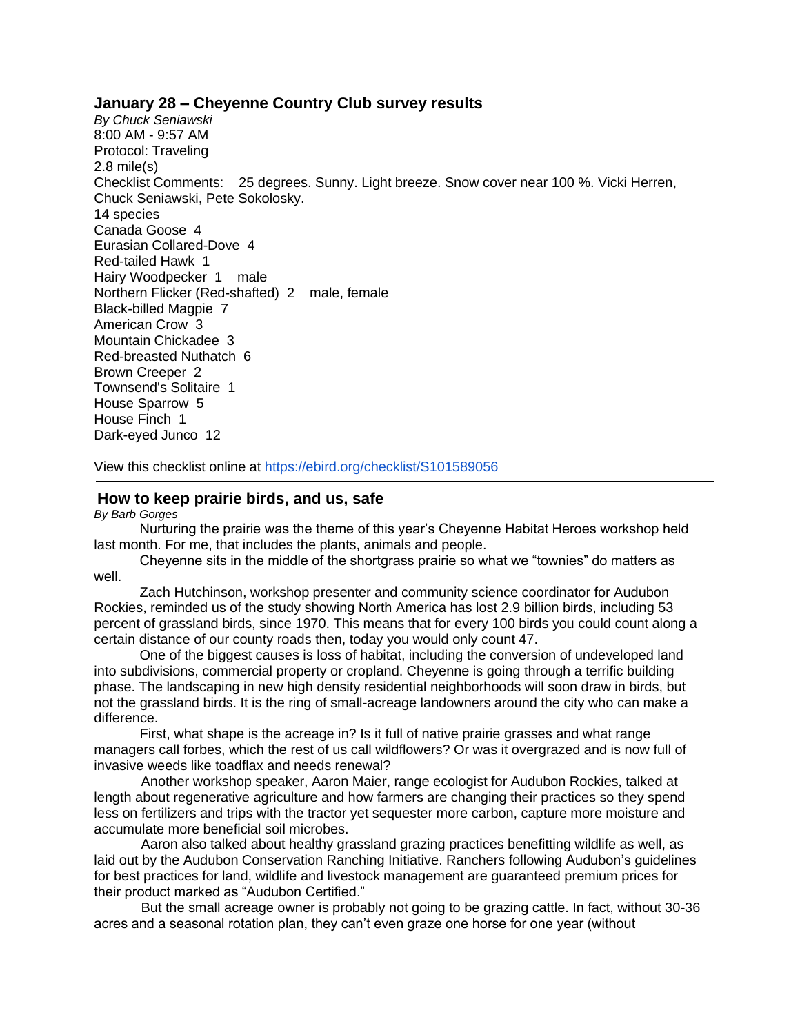## January 28 – Cheyenne Country Club survey results

*By Chuck Seniawski*

8:00 AM - 9:57 AM
Protocol: Traveling
2.8 mile(s)
Checklist Comments: 25 degrees. Sunny. Light breeze. Snow cover near 100 %. Vicki Herren, Chuck Seniawski, Pete Sokolosky.
14 species
Canada Goose 4
Eurasian Collared-Dove 4
Red-tailed Hawk 1
Hairy Woodpecker 1 male
Northern Flicker (Red-shafted) 2 male, female
Black-billed Magpie 7
American Crow 3
Mountain Chickadee 3
Red-breasted Nuthatch 6
Brown Creeper 2
Townsend's Solitaire 1
House Sparrow 5
House Finch 1
Dark-eyed Junco 12

View this checklist online at https://ebird.org/checklist/S101589056

---

## How to keep prairie birds, and us, safe

*By Barb Gorges*

Nurturing the prairie was the theme of this year's Cheyenne Habitat Heroes workshop held last month. For me, that includes the plants, animals and people.

Cheyenne sits in the middle of the shortgrass prairie so what we "townies" do matters as well.

Zach Hutchinson, workshop presenter and community science coordinator for Audubon Rockies, reminded us of the study showing North America has lost 2.9 billion birds, including 53 percent of grassland birds, since 1970. This means that for every 100 birds you could count along a certain distance of our county roads then, today you would only count 47.

One of the biggest causes is loss of habitat, including the conversion of undeveloped land into subdivisions, commercial property or cropland. Cheyenne is going through a terrific building phase. The landscaping in new high density residential neighborhoods will soon draw in birds, but not the grassland birds. It is the ring of small-acreage landowners around the city who can make a difference.

First, what shape is the acreage in? Is it full of native prairie grasses and what range managers call forbes, which the rest of us call wildflowers? Or was it overgrazed and is now full of invasive weeds like toadflax and needs renewal?

Another workshop speaker, Aaron Maier, range ecologist for Audubon Rockies, talked at length about regenerative agriculture and how farmers are changing their practices so they spend less on fertilizers and trips with the tractor yet sequester more carbon, capture more moisture and accumulate more beneficial soil microbes.

Aaron also talked about healthy grassland grazing practices benefitting wildlife as well, as laid out by the Audubon Conservation Ranching Initiative. Ranchers following Audubon's guidelines for best practices for land, wildlife and livestock management are guaranteed premium prices for their product marked as "Audubon Certified."

But the small acreage owner is probably not going to be grazing cattle. In fact, without 30-36 acres and a seasonal rotation plan, they can't even graze one horse for one year (without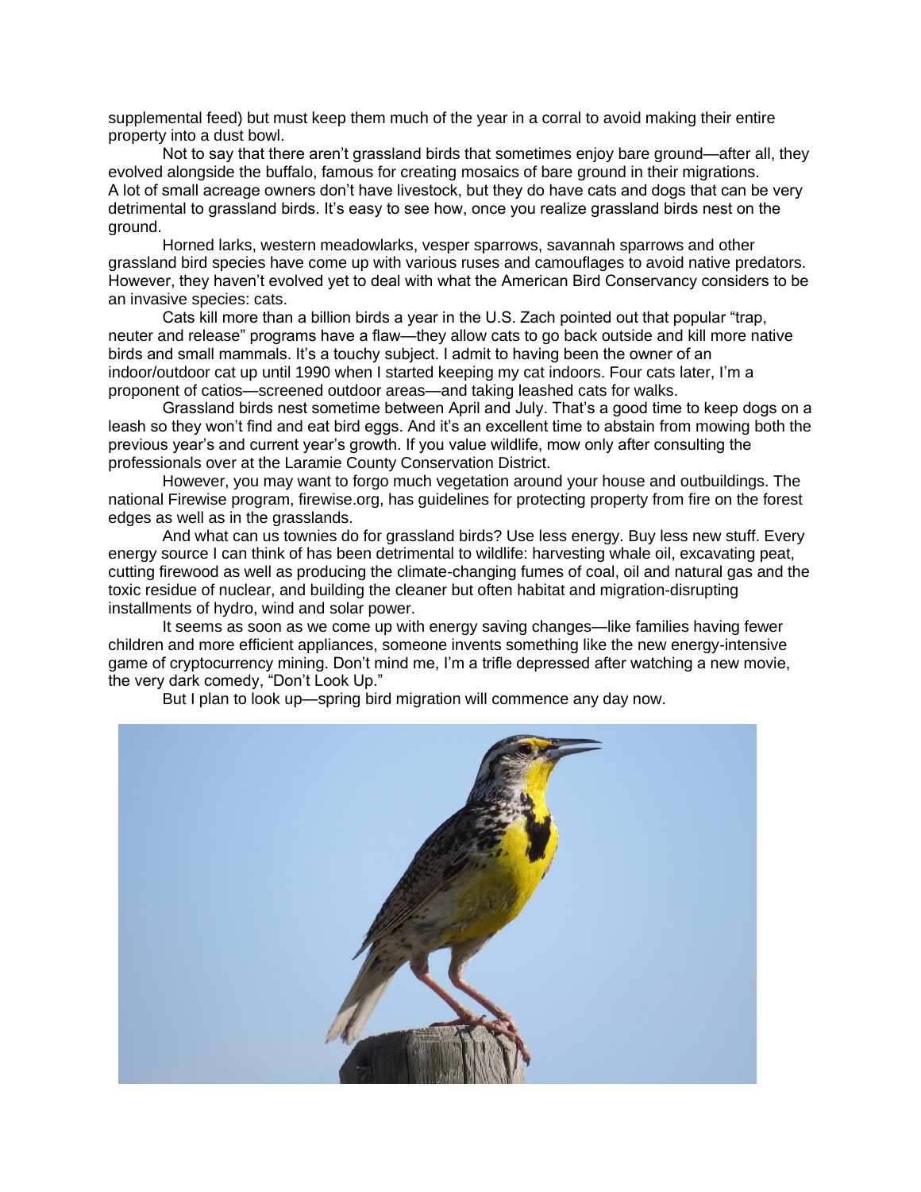supplemental feed) but must keep them much of the year in a corral to avoid making their entire property into a dust bowl.

Not to say that there aren't grassland birds that sometimes enjoy bare ground—after all, they evolved alongside the buffalo, famous for creating mosaics of bare ground in their migrations.

A lot of small acreage owners don't have livestock, but they do have cats and dogs that can be very detrimental to grassland birds. It's easy to see how, once you realize grassland birds nest on the ground.

Horned larks, western meadowlarks, vesper sparrows, savannah sparrows and other grassland bird species have come up with various ruses and camouflages to avoid native predators. However, they haven't evolved yet to deal with what the American Bird Conservancy considers to be an invasive species: cats.

Cats kill more than a billion birds a year in the U.S. Zach pointed out that popular "trap, neuter and release" programs have a flaw—they allow cats to go back outside and kill more native birds and small mammals. It's a touchy subject. I admit to having been the owner of an indoor/outdoor cat up until 1990 when I started keeping my cat indoors. Four cats later, I'm a proponent of catios—screened outdoor areas—and taking leashed cats for walks.

Grassland birds nest sometime between April and July. That's a good time to keep dogs on a leash so they won't find and eat bird eggs. And it's an excellent time to abstain from mowing both the previous year's and current year's growth. If you value wildlife, mow only after consulting the professionals over at the Laramie County Conservation District.

However, you may want to forgo much vegetation around your house and outbuildings. The national Firewise program, firewise.org, has guidelines for protecting property from fire on the forest edges as well as in the grasslands.

And what can us townies do for grassland birds? Use less energy. Buy less new stuff. Every energy source I can think of has been detrimental to wildlife: harvesting whale oil, excavating peat, cutting firewood as well as producing the climate-changing fumes of coal, oil and natural gas and the toxic residue of nuclear, and building the cleaner but often habitat and migration-disrupting installments of hydro, wind and solar power.

It seems as soon as we come up with energy saving changes—like families having fewer children and more efficient appliances, someone invents something like the new energy-intensive game of cryptocurrency mining. Don't mind me, I'm a trifle depressed after watching a new movie, the very dark comedy, "Don't Look Up."

But I plan to look up—spring bird migration will commence any day now.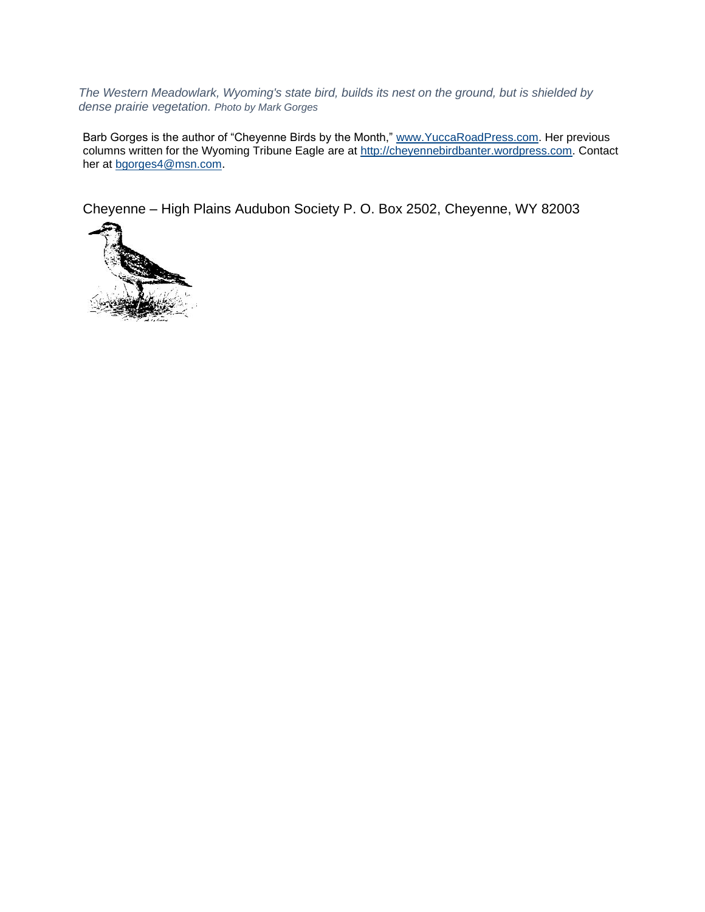*The Western Meadowlark, Wyoming's state bird, builds its nest on the ground, but is shielded by dense prairie vegetation.* *Photo by Mark Gorges*

Barb Gorges is the author of "Cheyenne Birds by the Month," [www.YuccaRoadPress.com](http://www.YuccaRoadPress.com). Her previous columns written for the Wyoming Tribune Eagle are at [http://cheyennebirdbanter.wordpress.com](http://cheyennebirdbanter.wordpress.com). Contact her at [bgorges4@msn.com](mailto:bgorges4@msn.com).

Cheyenne – High Plains Audubon Society P. O. Box 2502, Cheyenne, WY 82003